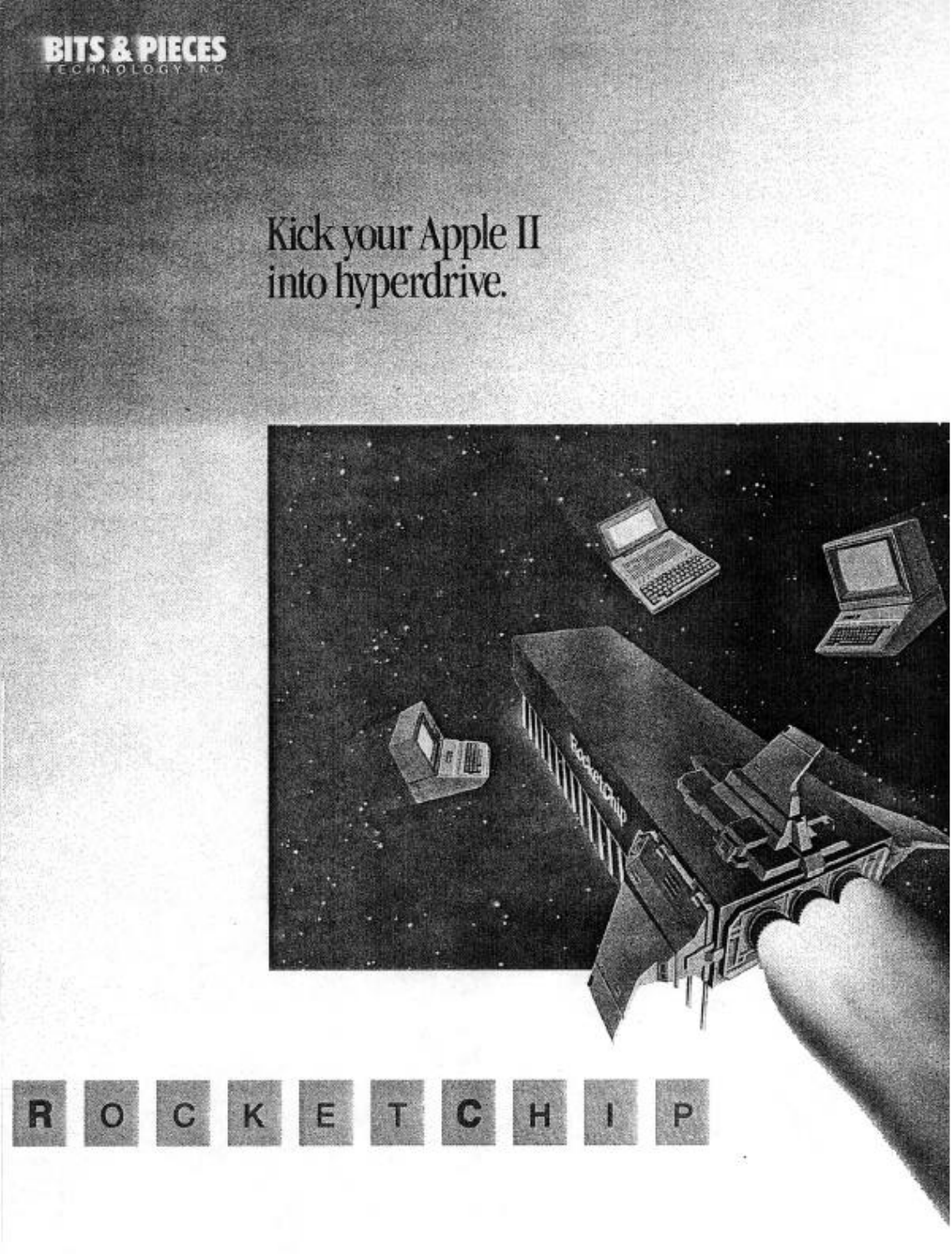BITS & PIECES
TECHNOLOGY INC

# Kick your Apple II into hyperdrive.

R O C K E T C H I P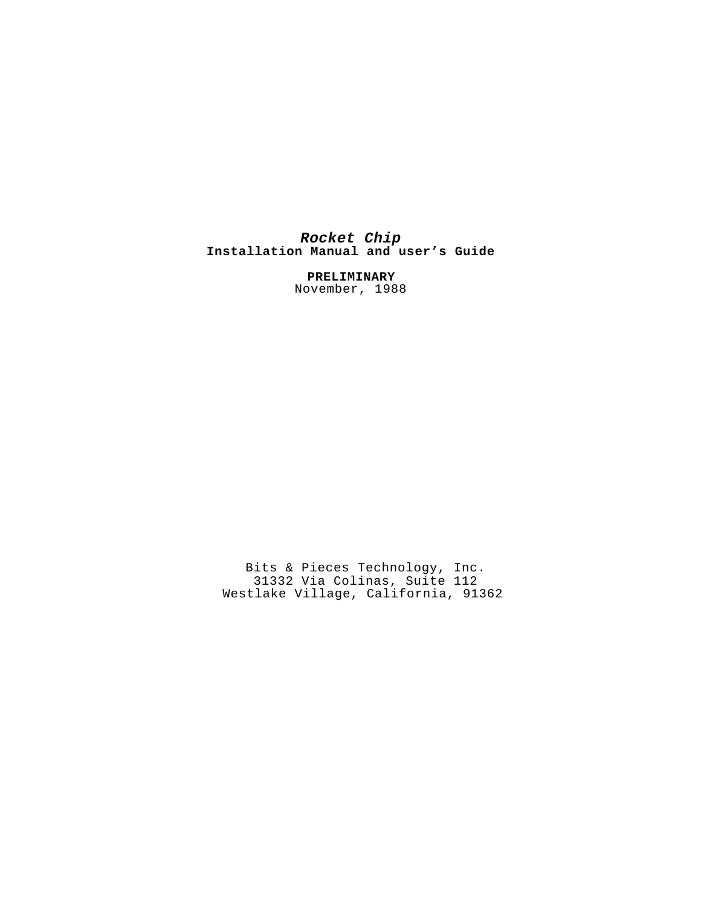# ***Rocket Chip***

**Installation Manual and user's Guide**

**PRELIMINARY**

November, 1988

Bits & Pieces Technology, Inc.
31332 Via Colinas, Suite 112
Westlake Village, California, 91362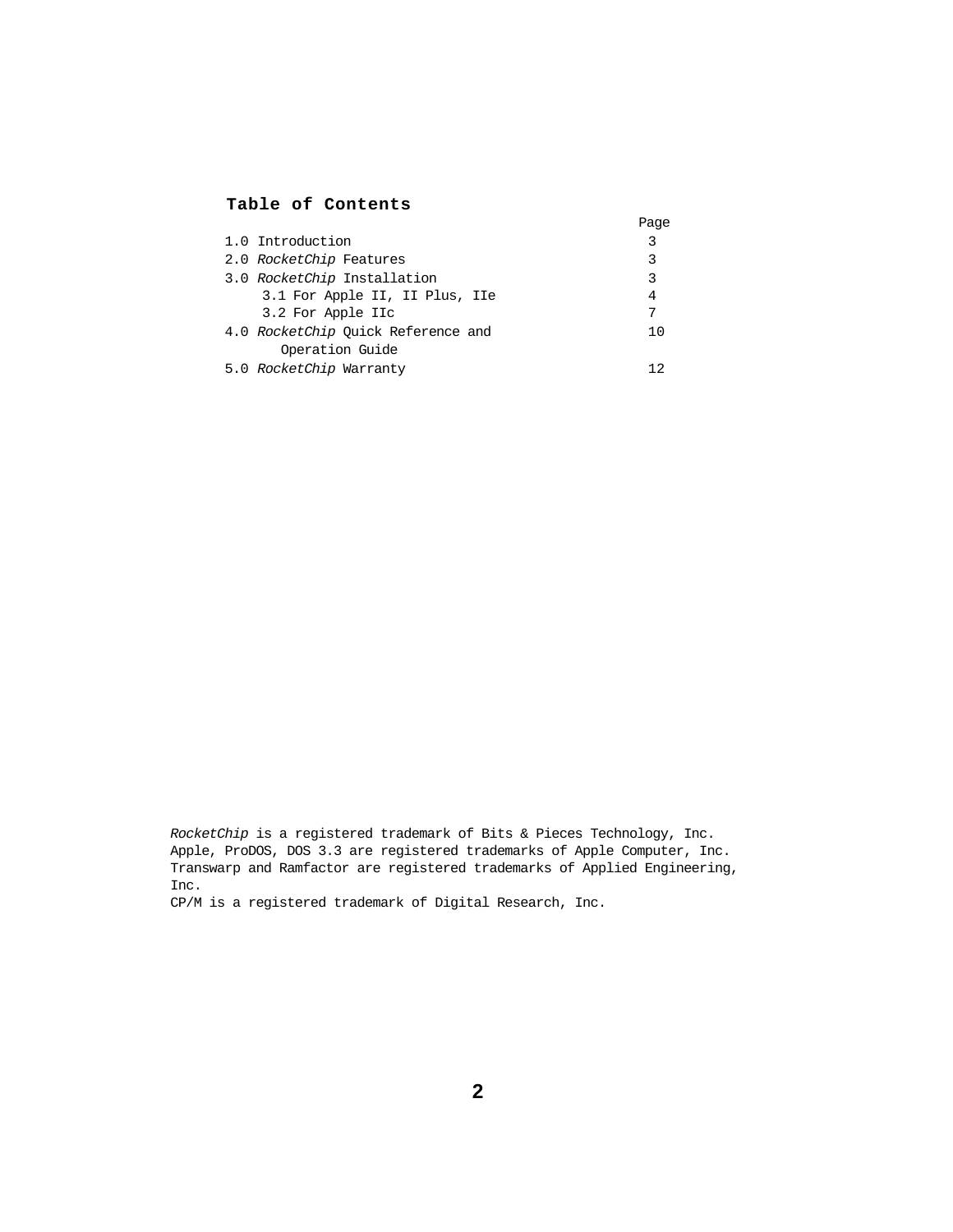## Table of Contents

| | Page |
|---|---|
| 1.0 Introduction | 3 |
| 2.0 *RocketChip* Features | 3 |
| 3.0 *RocketChip* Installation | 3 |
| 3.1 For Apple II, II Plus, IIe | 4 |
| 3.2 For Apple IIc | 7 |
| 4.0 *RocketChip* Quick Reference and Operation Guide | 10 |
| 5.0 *RocketChip* Warranty | 12 |

*RocketChip* is a registered trademark of Bits & Pieces Technology, Inc.
Apple, ProDOS, DOS 3.3 are registered trademarks of Apple Computer, Inc.
Transwarp and Ramfactor are registered trademarks of Applied Engineering, Inc.
CP/M is a registered trademark of Digital Research, Inc.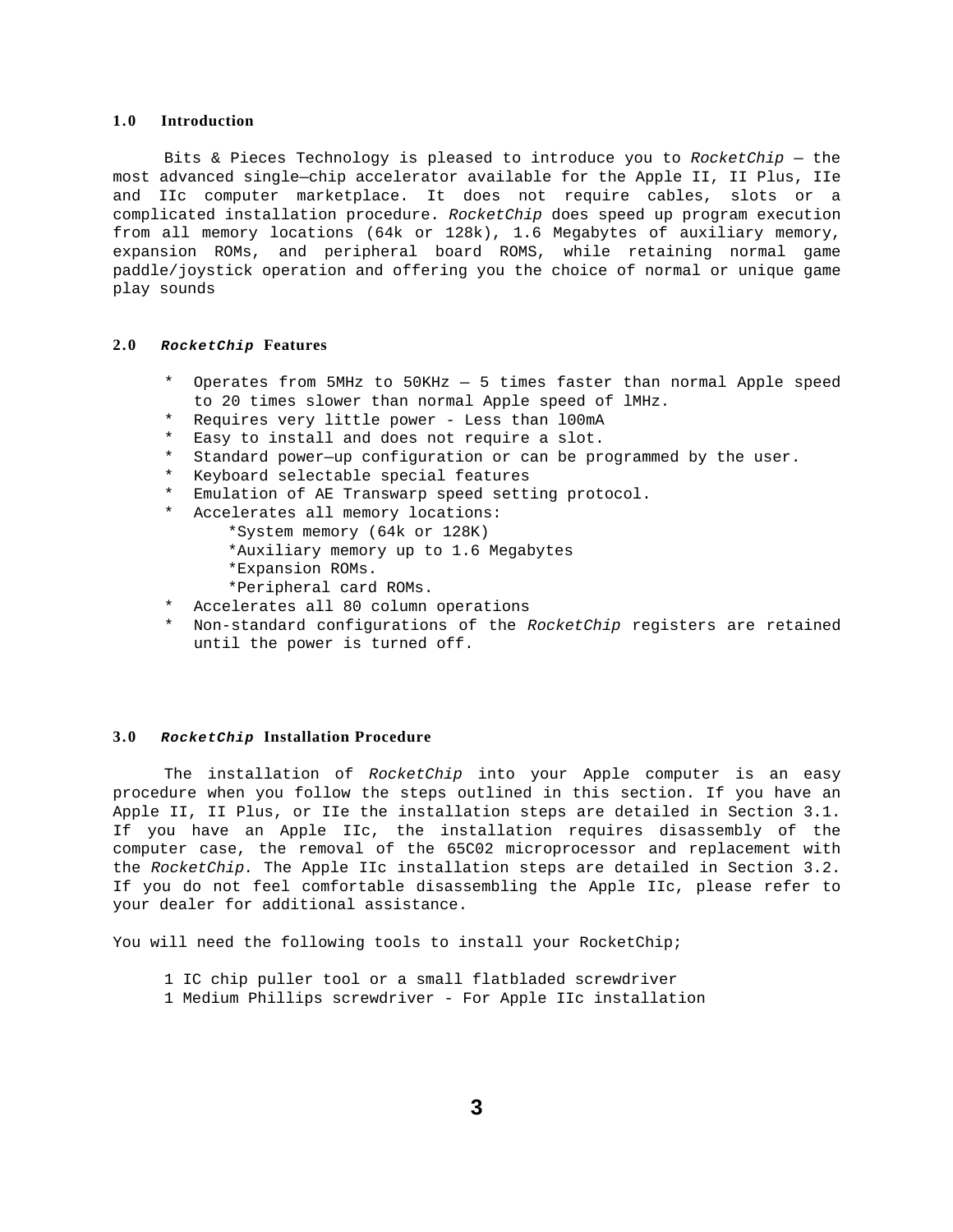## 1.0 Introduction

Bits & Pieces Technology is pleased to introduce you to *RocketChip* — the most advanced single—chip accelerator available for the Apple II, II Plus, IIe and IIc computer marketplace. It does not require cables, slots or a complicated installation procedure. *RocketChip* does speed up program execution from all memory locations (64k or 128k), 1.6 Megabytes of auxiliary memory, expansion ROMs, and peripheral board ROMS, while retaining normal game paddle/joystick operation and offering you the choice of normal or unique game play sounds

## 2.0 *RocketChip* Features

- Operates from 5MHz to 50KHz — 5 times faster than normal Apple speed to 20 times slower than normal Apple speed of lMHz.
- Requires very little power - Less than l00mA
- Easy to install and does not require a slot.
- Standard power—up configuration or can be programmed by the user.
- Keyboard selectable special features
- Emulation of AE Transwarp speed setting protocol.
- Accelerates all memory locations:
  - System memory (64k or 128K)
  - Auxiliary memory up to 1.6 Megabytes
  - Expansion ROMs.
  - Peripheral card ROMs.
- Accelerates all 80 column operations
- Non-standard configurations of the *RocketChip* registers are retained until the power is turned off.

## 3.0 *RocketChip* Installation Procedure

The installation of *RocketChip* into your Apple computer is an easy procedure when you follow the steps outlined in this section. If you have an Apple II, II Plus, or IIe the installation steps are detailed in Section 3.1. If you have an Apple IIc, the installation requires disassembly of the computer case, the removal of the 65C02 microprocessor and replacement with the *RocketChip.* The Apple IIc installation steps are detailed in Section 3.2. If you do not feel comfortable disassembling the Apple IIc, please refer to your dealer for additional assistance.

You will need the following tools to install your RocketChip;

1 IC chip puller tool or a small flatbladed screwdriver
1 Medium Phillips screwdriver - For Apple IIc installation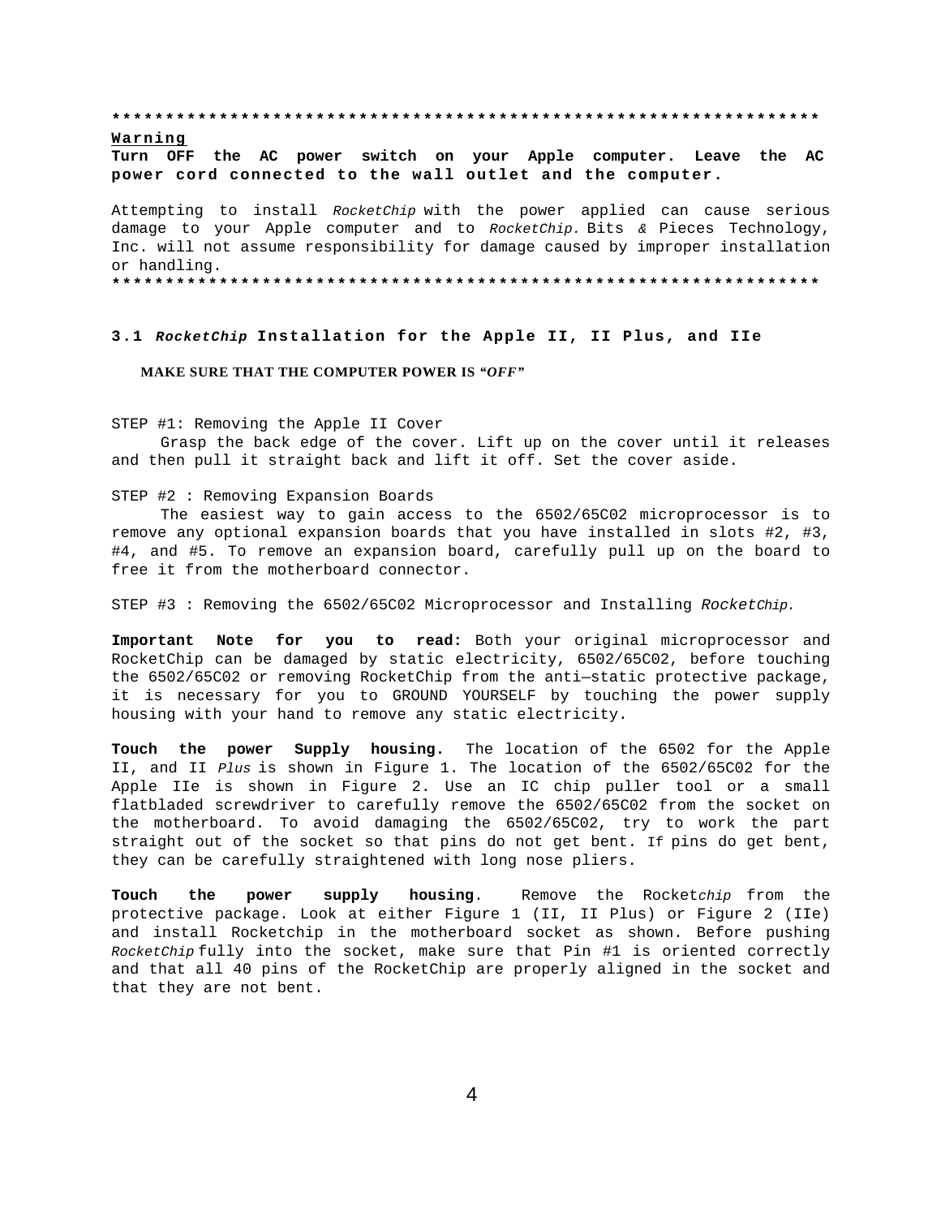*******************************************************************

**<u>Warning</u>**

**Turn OFF the AC power switch on your Apple computer. Leave the AC power cord connected to the wall outlet and the computer.**

Attempting to install *RocketChip* with the power applied can cause serious damage to your Apple computer and to *RocketChip.* Bits & Pieces Technology, Inc. will not assume responsibility for damage caused by improper installation or handling.

*******************************************************************

### 3.1 *RocketChip* Installation for the Apple II, II Plus, and IIe

**MAKE SURE THAT THE COMPUTER POWER IS *"OFF"***

STEP #1: Removing the Apple II Cover

Grasp the back edge of the cover. Lift up on the cover until it releases and then pull it straight back and lift it off. Set the cover aside.

STEP #2 : Removing Expansion Boards

The easiest way to gain access to the 6502/65C02 microprocessor is to remove any optional expansion boards that you have installed in slots #2, #3, #4, and #5. To remove an expansion board, carefully pull up on the board to free it from the motherboard connector.

STEP #3 : Removing the 6502/65C02 Microprocessor and Installing *RocketChip.*

**Important Note for you to read:** Both your original microprocessor and RocketChip can be damaged by static electricity, 6502/65C02, before touching the 6502/65C02 or removing RocketChip from the anti—static protective package, it is necessary for you to GROUND YOURSELF by touching the power supply housing with your hand to remove any static electricity.

**Touch the power Supply housing.** The location of the 6502 for the Apple II, and II *Plus* is shown in Figure 1. The location of the 6502/65C02 for the Apple IIe is shown in Figure 2. Use an IC chip puller tool or a small flatbladed screwdriver to carefully remove the 6502/65C02 from the socket on the motherboard. To avoid damaging the 6502/65C02, try to work the part straight out of the socket so that pins do not get bent. If pins do get bent, they can be carefully straightened with long nose pliers.

**Touch the power supply housing**. Remove the Rocket*chip* from the protective package. Look at either Figure 1 (II, II Plus) or Figure 2 (IIe) and install Rocketchip in the motherboard socket as shown. Before pushing *RocketChip* fully into the socket, make sure that Pin #1 is oriented correctly and that all 40 pins of the RocketChip are properly aligned in the socket and that they are not bent.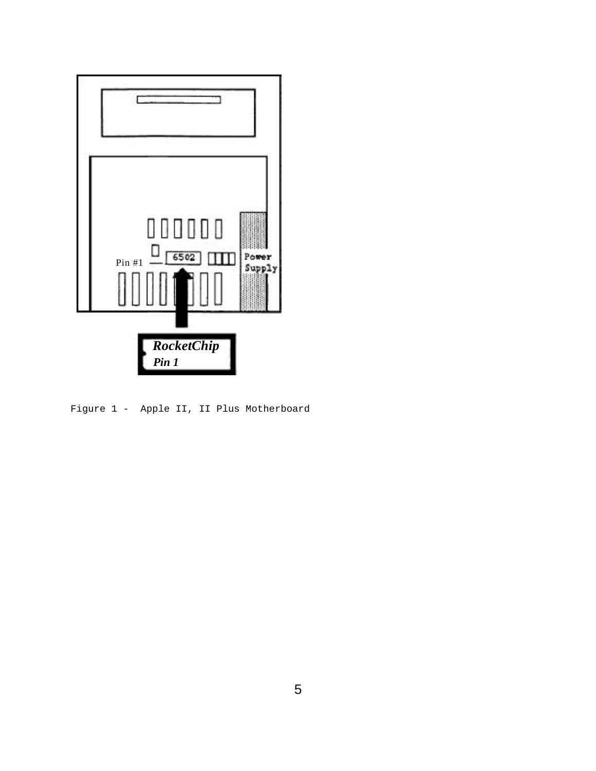Pin #1

6502

Power Supply

***RocketChip***
***Pin 1***

Figure 1 - Apple II, II Plus Motherboard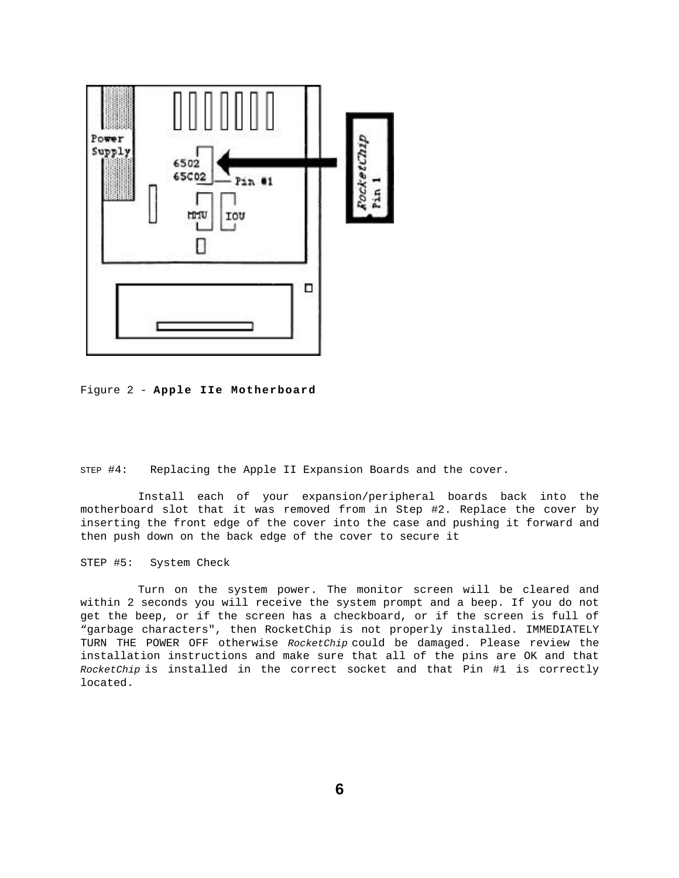Figure 2 - **Apple IIe Motherboard**

STEP #4: Replacing the Apple II Expansion Boards and the cover.

Install each of your expansion/peripheral boards back into the motherboard slot that it was removed from in Step #2. Replace the cover by inserting the front edge of the cover into the case and pushing it forward and then push down on the back edge of the cover to secure it

STEP #5: System Check

Turn on the system power. The monitor screen will be cleared and within 2 seconds you will receive the system prompt and a beep. If you do not get the beep, or if the screen has a checkboard, or if the screen is full of "garbage characters", then RocketChip is not properly installed. IMMEDIATELY TURN THE POWER OFF otherwise *RocketChip* could be damaged. Please review the installation instructions and make sure that all of the pins are OK and that *RocketChip* is installed in the correct socket and that Pin #1 is correctly located.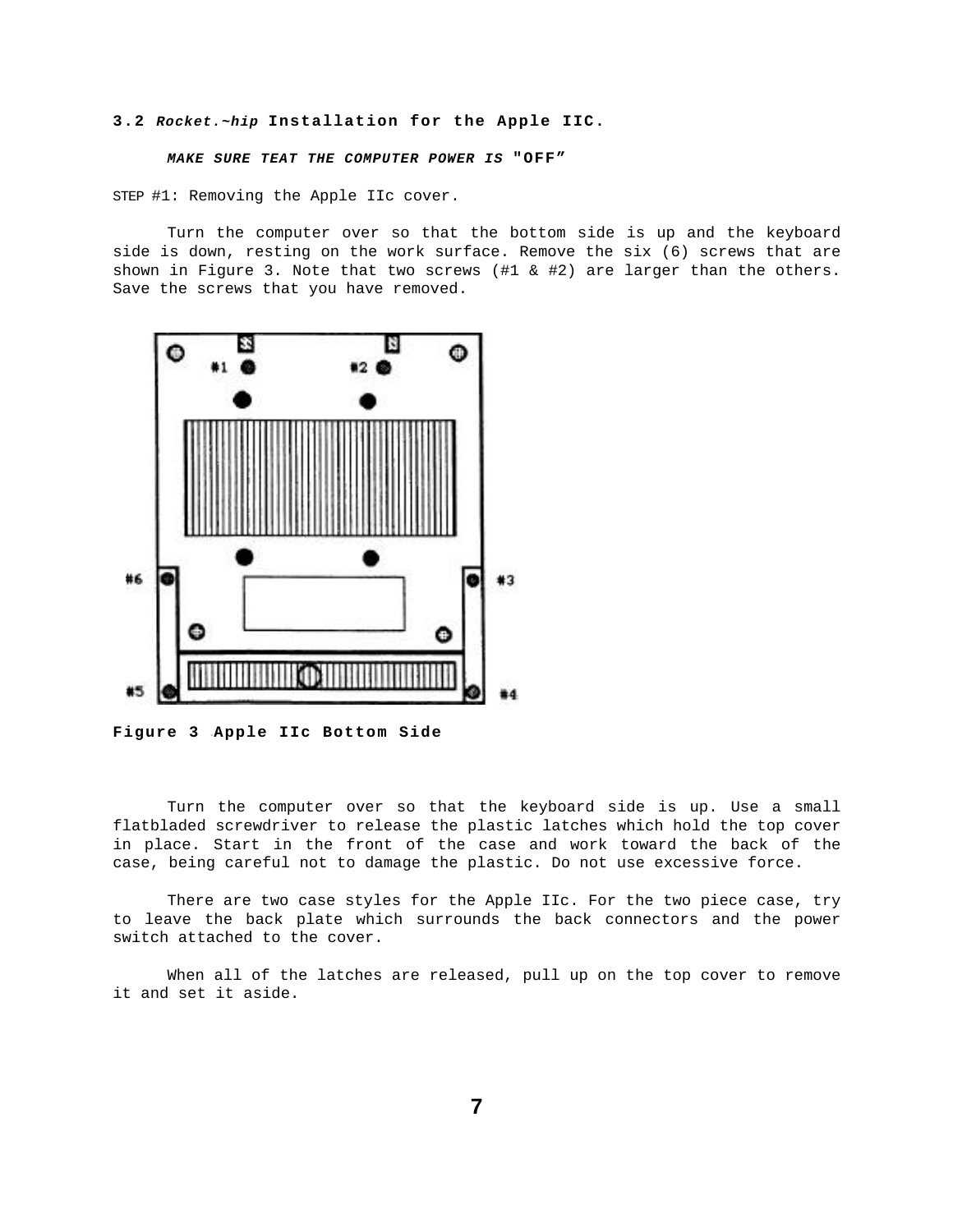### 3.2 *Rocket.~hip* Installation for the Apple IIC.

***MAKE SURE TEAT THE COMPUTER POWER IS*** **"OFF"**

STEP #1: Removing the Apple IIc cover.

Turn the computer over so that the bottom side is up and the keyboard side is down, resting on the work surface. Remove the six (6) screws that are shown in Figure 3. Note that two screws (#1 & #2) are larger than the others. Save the screws that you have removed.

**Figure 3 Apple IIc Bottom Side**

Turn the computer over so that the keyboard side is up. Use a small flatbladed screwdriver to release the plastic latches which hold the top cover in place. Start in the front of the case and work toward the back of the case, being careful not to damage the plastic. Do not use excessive force.

There are two case styles for the Apple IIc. For the two piece case, try to leave the back plate which surrounds the back connectors and the power switch attached to the cover.

When all of the latches are released, pull up on the top cover to remove it and set it aside.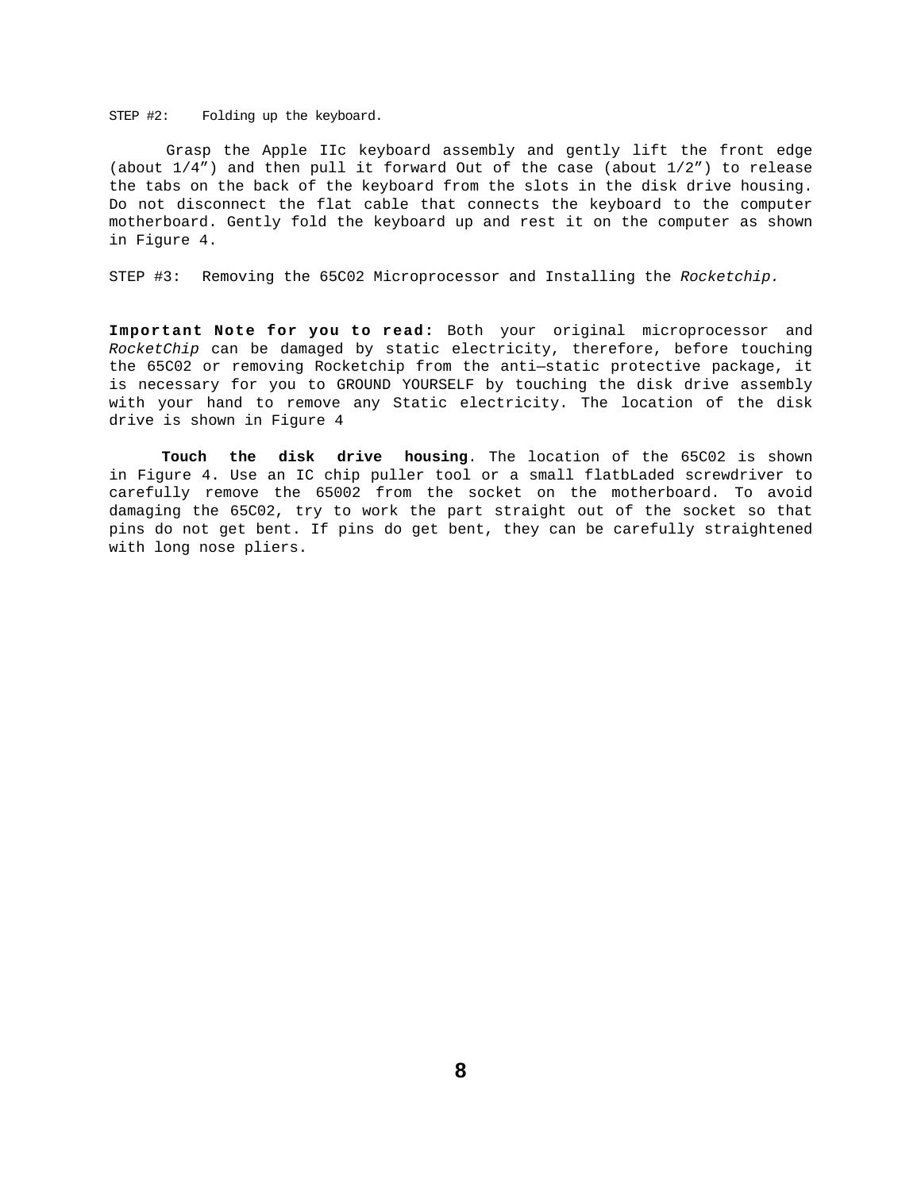STEP #2: Folding up the keyboard.

Grasp the Apple IIc keyboard assembly and gently lift the front edge (about 1/4”) and then pull it forward Out of the case (about 1/2”) to release the tabs on the back of the keyboard from the slots in the disk drive housing. Do not disconnect the flat cable that connects the keyboard to the computer motherboard. Gently fold the keyboard up and rest it on the computer as shown in Figure 4.

STEP #3: Removing the 65C02 Microprocessor and Installing the *Rocketchip.*

**Important Note for you to read:** Both your original microprocessor and *RocketChip* can be damaged by static electricity, therefore, before touching the 65C02 or removing Rocketchip from the anti—static protective package, it is necessary for you to GROUND YOURSELF by touching the disk drive assembly with your hand to remove any Static electricity. The location of the disk drive is shown in Figure 4

**Touch the disk drive housing**. The location of the 65C02 is shown in Figure 4. Use an IC chip puller tool or a small flatbLaded screwdriver to carefully remove the 65002 from the socket on the motherboard. To avoid damaging the 65C02, try to work the part straight out of the socket so that pins do not get bent. If pins do get bent, they can be carefully straightened with long nose pliers.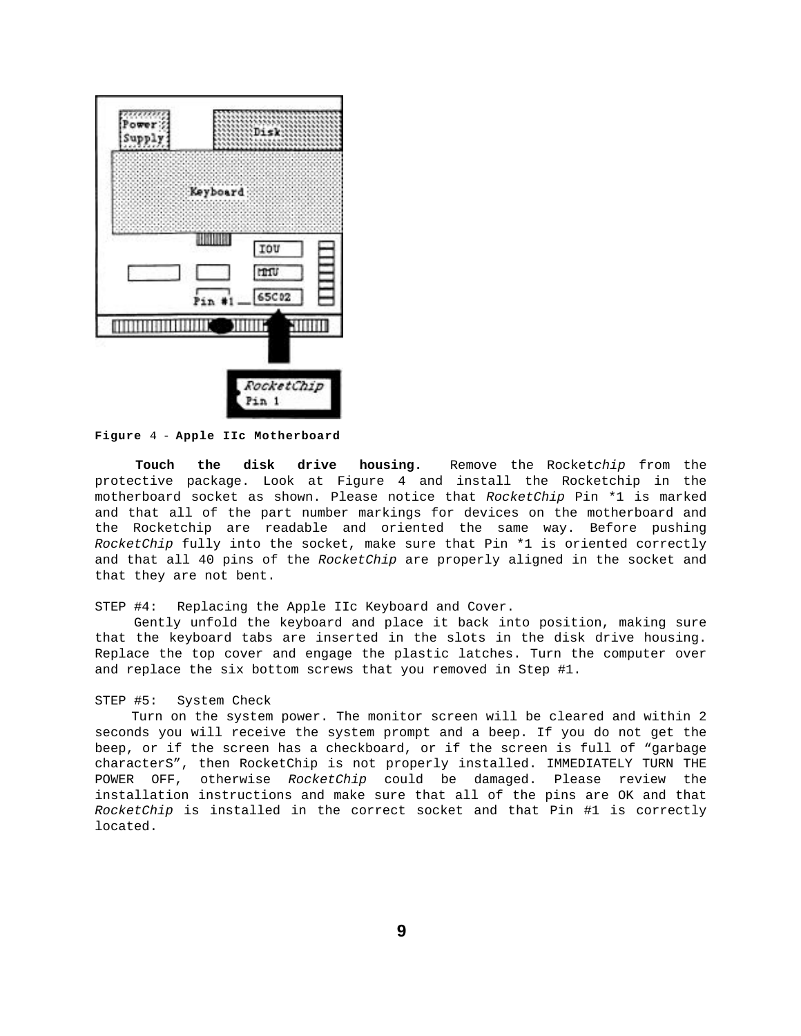**Figure** 4 - **Apple IIc Motherboard**

**Touch the disk drive housing.** Remove the Rocket*chip* from the protective package. Look at Figure 4 and install the Rocketchip in the motherboard socket as shown. Please notice that *RocketChip* Pin *1 is marked and that all of the part number markings for devices on the motherboard and the Rocketchip are readable and oriented the same way. Before pushing *RocketChip* fully into the socket, make sure that Pin *1 is oriented correctly and that all 40 pins of the *RocketChip* are properly aligned in the socket and that they are not bent.

STEP #4: Replacing the Apple IIc Keyboard and Cover.

Gently unfold the keyboard and place it back into position, making sure that the keyboard tabs are inserted in the slots in the disk drive housing. Replace the top cover and engage the plastic latches. Turn the computer over and replace the six bottom screws that you removed in Step #1.

STEP #5: System Check

Turn on the system power. The monitor screen will be cleared and within 2 seconds you will receive the system prompt and a beep. If you do not get the beep, or if the screen has a checkboard, or if the screen is full of “garbage characterS”, then RocketChip is not properly installed. IMMEDIATELY TURN THE POWER OFF, otherwise *RocketChip* could be damaged. Please review the installation instructions and make sure that all of the pins are OK and that *RocketChip* is installed in the correct socket and that Pin #1 is correctly located.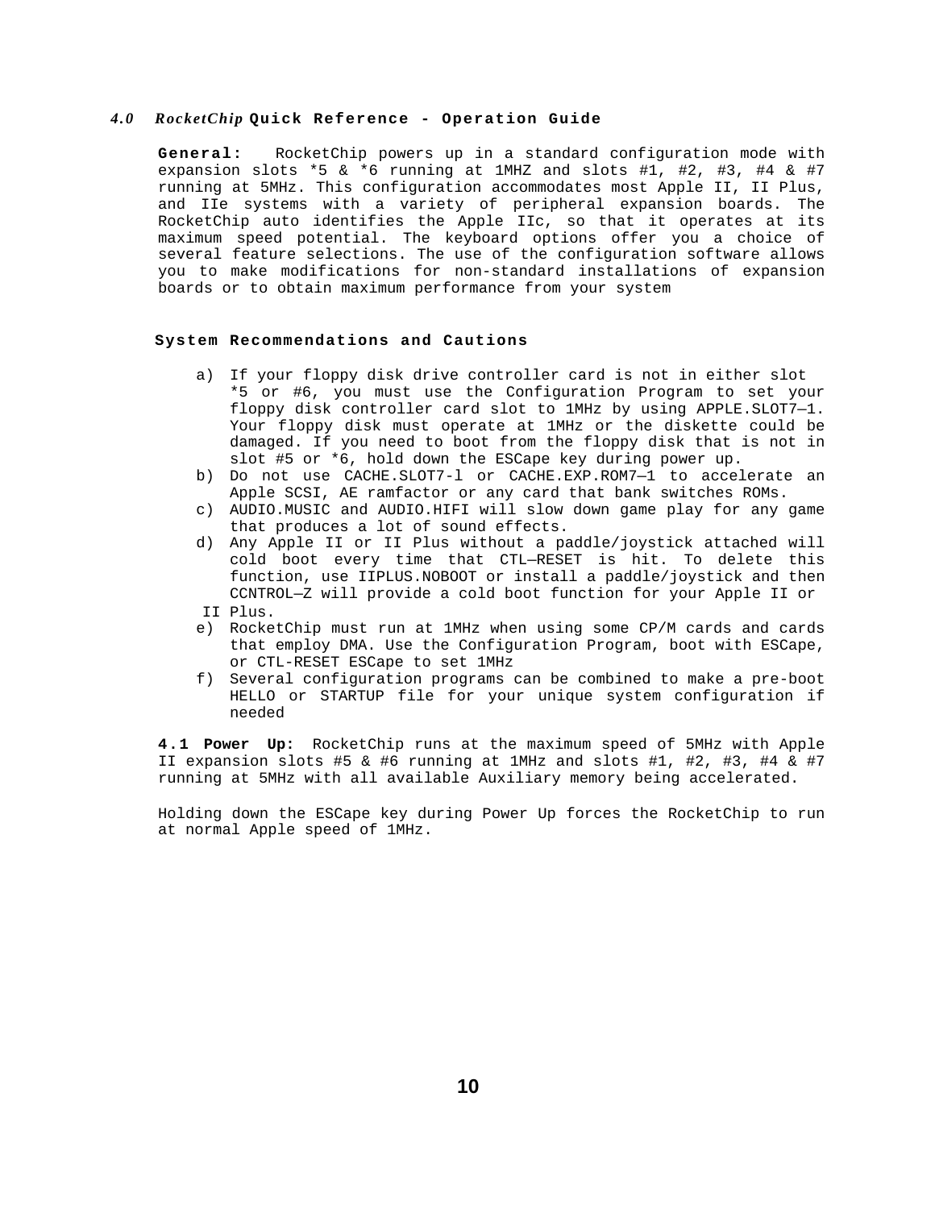### *4.0 RocketChip* **Quick Reference - Operation Guide**

**General:** RocketChip powers up in a standard configuration mode with expansion slots *5 & *6 running at 1MHZ and slots #1, #2, #3, #4 & #7 running at 5MHz. This configuration accommodates most Apple II, II Plus, and IIe systems with a variety of peripheral expansion boards. The RocketChip auto identifies the Apple IIc, so that it operates at its maximum speed potential. The keyboard options offer you a choice of several feature selections. The use of the configuration software allows you to make modifications for non-standard installations of expansion boards or to obtain maximum performance from your system

**System Recommendations and Cautions**

a) If your floppy disk drive controller card is not in either slot *5 or #6, you must use the Configuration Program to set your floppy disk controller card slot to 1MHz by using APPLE.SLOT7—1. Your floppy disk must operate at 1MHz or the diskette could be damaged. If you need to boot from the floppy disk that is not in slot #5 or *6, hold down the ESCape key during power up.
b) Do not use CACHE.SLOT7-l or CACHE.EXP.ROM7—1 to accelerate an Apple SCSI, AE ramfactor or any card that bank switches ROMs.
c) AUDIO.MUSIC and AUDIO.HIFI will slow down game play for any game that produces a lot of sound effects.
d) Any Apple II or II Plus without a paddle/joystick attached will cold boot every time that CTL—RESET is hit. To delete this function, use IIPLUS.NOBOOT or install a paddle/joystick and then CCNTROL—Z will provide a cold boot function for your Apple II or II Plus.
e) RocketChip must run at 1MHz when using some CP/M cards and cards that employ DMA. Use the Configuration Program, boot with ESCape, or CTL-RESET ESCape to set 1MHz
f) Several configuration programs can be combined to make a pre-boot HELLO or STARTUP file for your unique system configuration if needed

**4.1 Power Up:** RocketChip runs at the maximum speed of 5MHz with Apple II expansion slots #5 & #6 running at 1MHz and slots #1, #2, #3, #4 & #7 running at 5MHz with all available Auxiliary memory being accelerated.

Holding down the ESCape key during Power Up forces the RocketChip to run at normal Apple speed of 1MHz.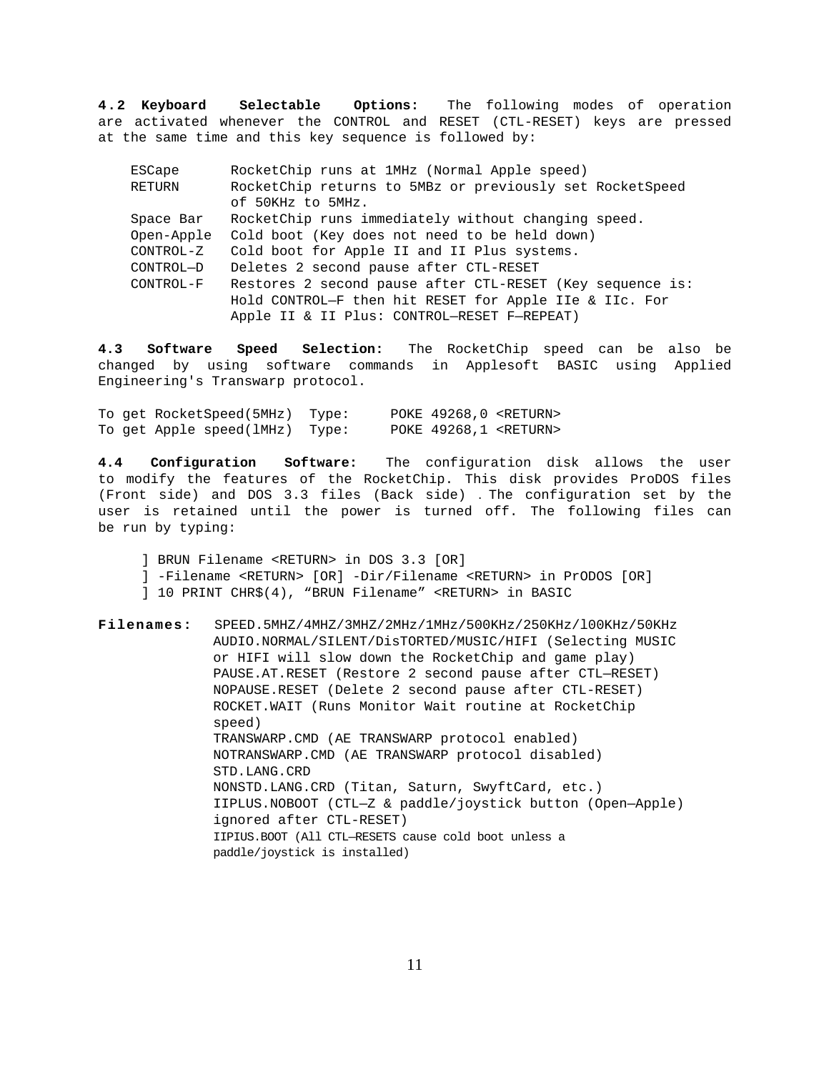**4.2 Keyboard Selectable Options:** The following modes of operation are activated whenever the CONTROL and RESET (CTL-RESET) keys are pressed at the same time and this key sequence is followed by:

| | |
|---|---|
| ESCape | RocketChip runs at 1MHz (Normal Apple speed) |
| RETURN | RocketChip returns to 5MBz or previously set RocketSpeed of 50KHz to 5MHz. |
| Space Bar | RocketChip runs immediately without changing speed. |
| Open-Apple | Cold boot (Key does not need to be held down) |
| CONTROL-Z | Cold boot for Apple II and II Plus systems. |
| CONTROL—D | Deletes 2 second pause after CTL-RESET |
| CONTROL-F | Restores 2 second pause after CTL-RESET (Key sequence is: Hold CONTROL—F then hit RESET for Apple IIe & IIc. For Apple II & II Plus: CONTROL—RESET F—REPEAT) |

**4.3 Software Speed Selection:** The RocketChip speed can be also be changed by using software commands in Applesoft BASIC using Applied Engineering's Transwarp protocol.

```
To get RocketSpeed(5MHz)  Type:     POKE 49268,0 <RETURN>
To get Apple speed(lMHz)  Type:     POKE 49268,1 <RETURN>
```

**4.4 Configuration Software:** The configuration disk allows the user to modify the features of the RocketChip. This disk provides ProDOS files (Front side) and DOS 3.3 files (Back side) . The configuration set by the user is retained until the power is turned off. The following files can be run by typing:

```
] BRUN Filename <RETURN> in DOS 3.3 [OR]
] -Filename <RETURN> [OR] -Dir/Filename <RETURN> in PrODOS [OR]
] 10 PRINT CHR$(4), "BRUN Filename" <RETURN> in BASIC
```

**Filenames:**
SPEED.5MHZ/4MHZ/3MHZ/2MHz/1MHz/500KHz/250KHz/l00KHz/50KHz
AUDIO.NORMAL/SILENT/DisTORTED/MUSIC/HIFI (Selecting MUSIC or HIFI will slow down the RocketChip and game play)
PAUSE.AT.RESET (Restore 2 second pause after CTL—RESET)
NOPAUSE.RESET (Delete 2 second pause after CTL-RESET)
ROCKET.WAIT (Runs Monitor Wait routine at RocketChip speed)
TRANSWARP.CMD (AE TRANSWARP protocol enabled)
NOTRANSWARP.CMD (AE TRANSWARP protocol disabled)
STD.LANG.CRD
NONSTD.LANG.CRD (Titan, Saturn, SwyftCard, etc.)
IIPLUS.NOBOOT (CTL—Z & paddle/joystick button (Open—Apple) ignored after CTL-RESET)
IIPIUS.BOOT (All CTL—RESETS cause cold boot unless a paddle/joystick is installed)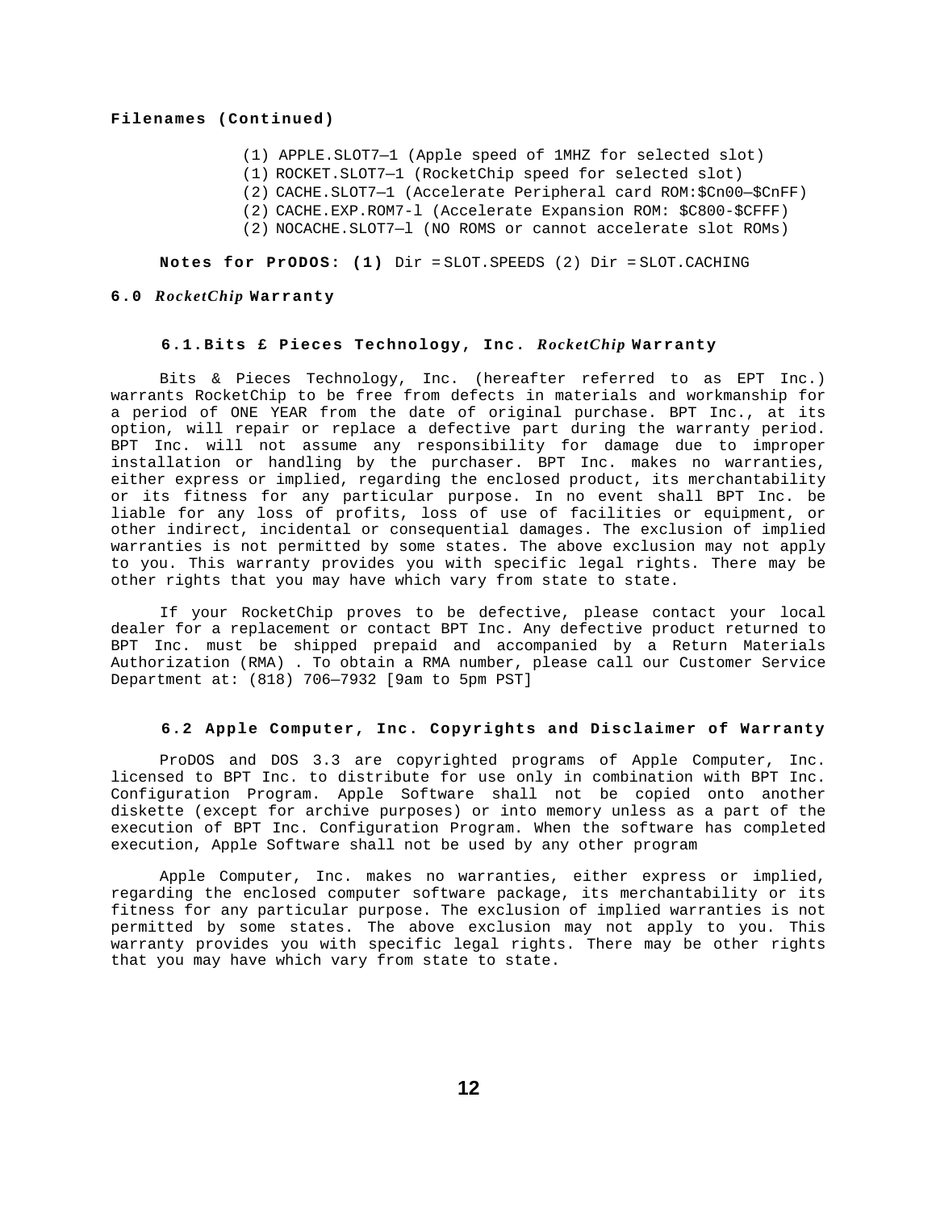**Filenames (Continued)**

(1) APPLE.SLOT7—1 (Apple speed of 1MHZ for selected slot)
(1) ROCKET.SLOT7—1 (RocketChip speed for selected slot)
(2) CACHE.SLOT7—1 (Accelerate Peripheral card ROM:$Cn00—$CnFF)
(2) CACHE.EXP.ROM7-l (Accelerate Expansion ROM: $C800-$CFFF)
(2) NOCACHE.SLOT7—l (NO ROMS or cannot accelerate slot ROMs)

**Notes for PrODOS: (1)** Dir = SLOT.SPEEDS (2) Dir = SLOT.CACHING

## 6.0 *RocketChip* Warranty

### 6.1.Bits £ Pieces Technology, Inc. *RocketChip* Warranty

Bits & Pieces Technology, Inc. (hereafter referred to as EPT Inc.) warrants RocketChip to be free from defects in materials and workmanship for a period of ONE YEAR from the date of original purchase. BPT Inc., at its option, will repair or replace a defective part during the warranty period. BPT Inc. will not assume any responsibility for damage due to improper installation or handling by the purchaser. BPT Inc. makes no warranties, either express or implied, regarding the enclosed product, its merchantability or its fitness for any particular purpose. In no event shall BPT Inc. be liable for any loss of profits, loss of use of facilities or equipment, or other indirect, incidental or consequential damages. The exclusion of implied warranties is not permitted by some states. The above exclusion may not apply to you. This warranty provides you with specific legal rights. There may be other rights that you may have which vary from state to state.

If your RocketChip proves to be defective, please contact your local dealer for a replacement or contact BPT Inc. Any defective product returned to BPT Inc. must be shipped prepaid and accompanied by a Return Materials Authorization (RMA) . To obtain a RMA number, please call our Customer Service Department at: (818) 706—7932 [9am to 5pm PST]

### 6.2 Apple Computer, Inc. Copyrights and Disclaimer of Warranty

ProDOS and DOS 3.3 are copyrighted programs of Apple Computer, Inc. licensed to BPT Inc. to distribute for use only in combination with BPT Inc. Configuration Program. Apple Software shall not be copied onto another diskette (except for archive purposes) or into memory unless as a part of the execution of BPT Inc. Configuration Program. When the software has completed execution, Apple Software shall not be used by any other program

Apple Computer, Inc. makes no warranties, either express or implied, regarding the enclosed computer software package, its merchantability or its fitness for any particular purpose. The exclusion of implied warranties is not permitted by some states. The above exclusion may not apply to you. This warranty provides you with specific legal rights. There may be other rights that you may have which vary from state to state.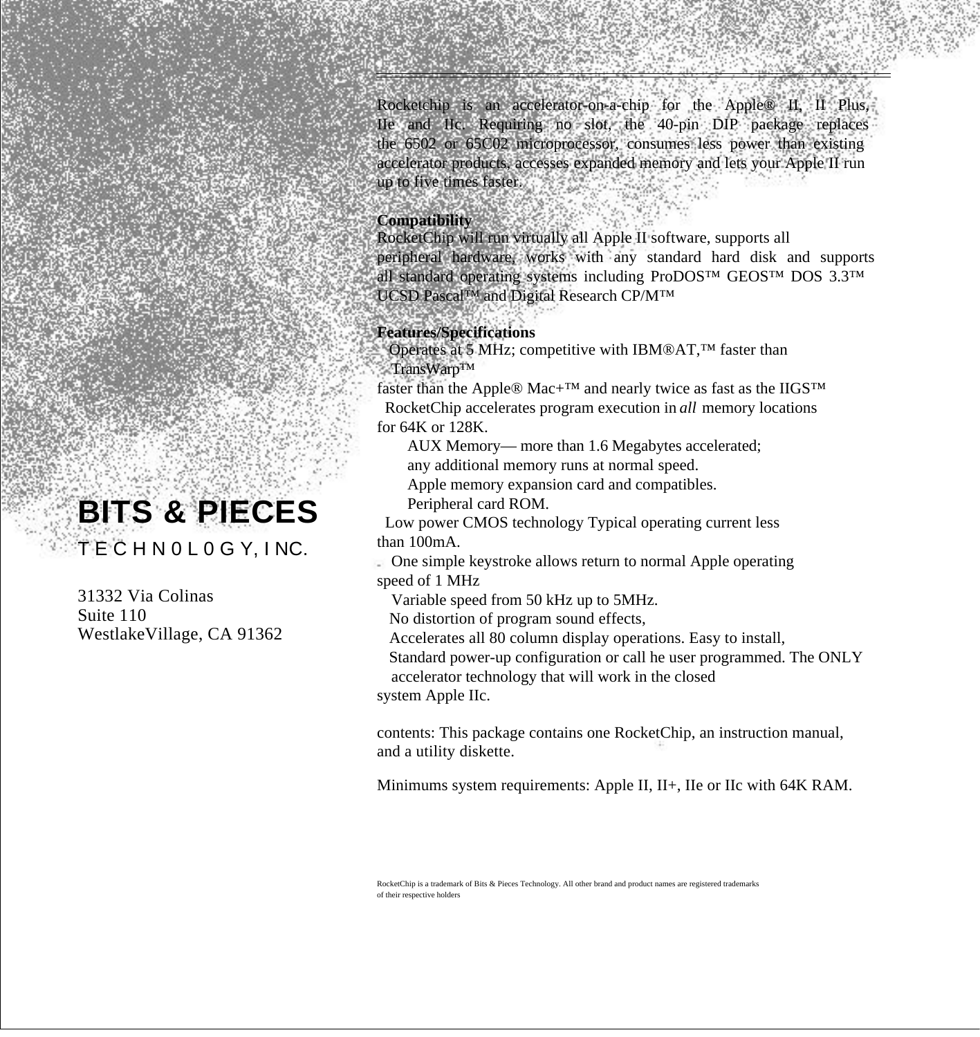# BITS & PIECES

T E C H N 0 L 0 G Y, I NC.

31332 Via Colinas
Suite 110
WestlakeVillage, CA 91362

Rocketchip is an accelerator-on-a-chip for the Apple® II, II Plus, IIe and IIc. Requiring no slot, the 40-pin DIP package replaces the 6502 or 65C02 microprocessor, consumes less power than existing accelerator products, accesses expanded memory and lets your Apple II run up to five times faster.

**Compatibility**
RocketChip will run virtually all Apple II software, supports all peripheral hardware, works with any standard hard disk and supports all standard operating systems including ProDOS™ GEOS™ DOS 3.3™ UCSD Pascal™ and Digital Research CP/M™

**Features/Specifications**

Operates at 5 MHz; competitive with IBM®AT,™ faster than TransWarp™
faster than the Apple® Mac+™ and nearly twice as fast as the IIGS™
RocketChip accelerates program execution in *all* memory locations for 64K or 128K.

- AUX Memory— more than 1.6 Megabytes accelerated; any additional memory runs at normal speed.
- Apple memory expansion card and compatibles.
- Peripheral card ROM.

Low power CMOS technology Typical operating current less than 100mA.
One simple keystroke allows return to normal Apple operating speed of 1 MHz
Variable speed from 50 kHz up to 5MHz.
No distortion of program sound effects,
Accelerates all 80 column display operations. Easy to install,
Standard power-up configuration or call he user programmed. The ONLY accelerator technology that will work in the closed system Apple IIc.

contents: This package contains one RocketChip, an instruction manual, and a utility diskette.

Minimums system requirements: Apple II, II+, IIe or IIc with 64K RAM.

RocketChip is a trademark of Bits & Pieces Technology. All other brand and product names are registered trademarks of their respective holders